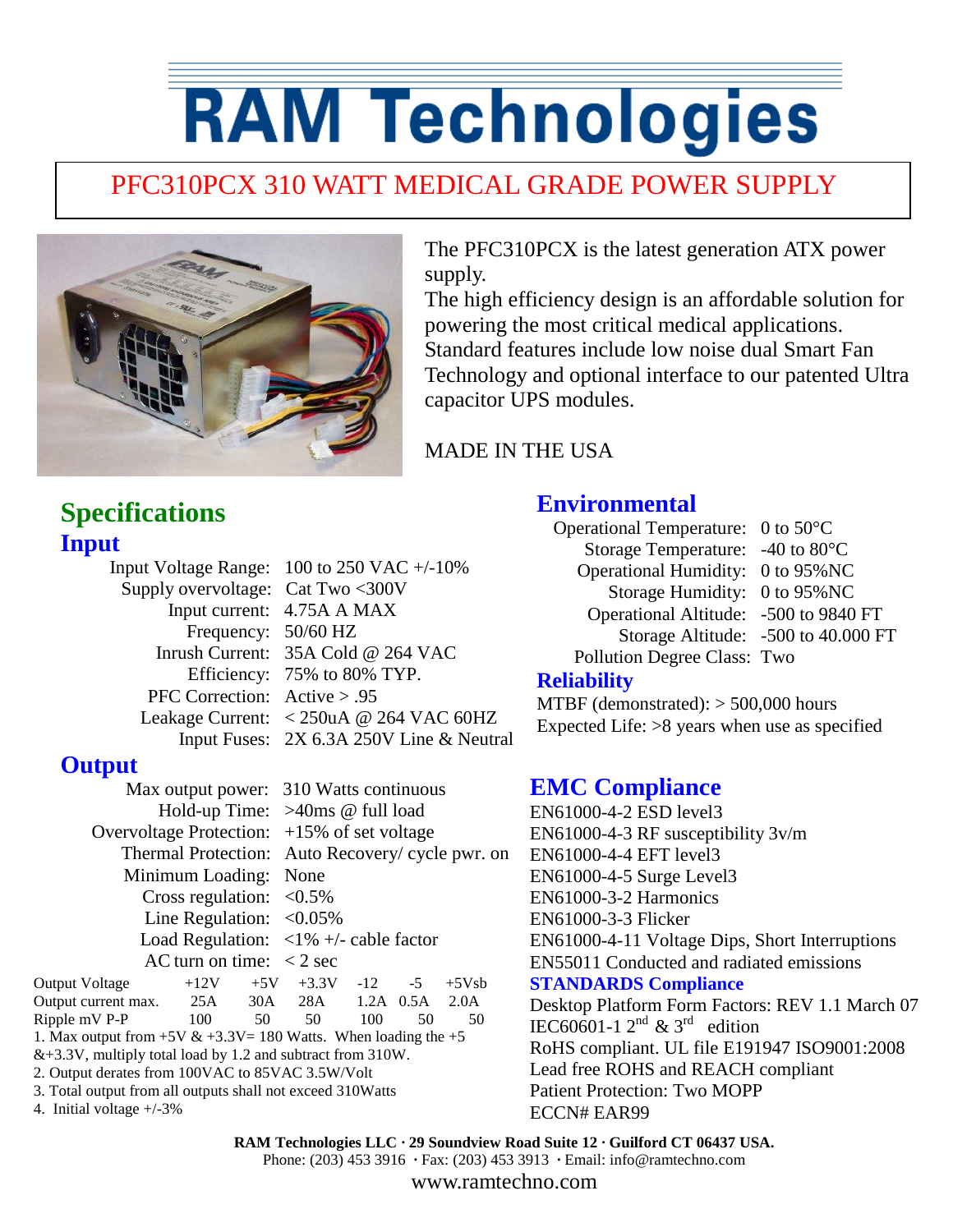# RAM Technologies

## PFC310PCX 310 WATT MEDICAL GRADE POWER SUPPLY

The PFC310PCX is the latest generation ATX power supply.
The high efficiency design is an affordable solution for powering the most critical medical applications. Standard features include low noise dual Smart Fan Technology and optional interface to our patented Ultra capacitor UPS modules.

MADE IN THE USA

## Specifications

### Input

| | |
|---|---|
| Input Voltage Range: | 100 to 250 VAC +/-10% |
| Supply overvoltage: | Cat Two <300V |
| Input current: | 4.75A A MAX |
| Frequency: | 50/60 HZ |
| Inrush Current: | 35A Cold @ 264 VAC |
| Efficiency: | 75% to 80% TYP. |
| PFC Correction: | Active > .95 |
| Leakage Current: | < 250uA @ 264 VAC 60HZ |
| Input Fuses: | 2X 6.3A 250V Line & Neutral |

### Output

| | |
|---|---|
| Max output power: | 310 Watts continuous |
| Hold-up Time: | >40ms @ full load |
| Overvoltage Protection: | +15% of set voltage |
| Thermal Protection: | Auto Recovery/ cycle pwr. on |
| Minimum Loading: | None |
| Cross regulation: | <0.5% |
| Line Regulation: | <0.05% |
| Load Regulation: | <1% +/- cable factor |
| AC turn on time: | < 2 sec |

| Output Voltage | +12V | +5V | +3.3V | -12 | -5 | +5Vsb |
|---|---|---|---|---|---|---|
| Output current max. | 25A | 30A | 28A | 1.2A | 0.5A | 2.0A |
| Ripple mV P-P | 100 | 50 | 50 | 100 | 50 | 50 |

1. Max output from +5V & +3.3V= 180 Watts. When loading the +5 &+3.3V, multiply total load by 1.2 and subtract from 310W.
2. Output derates from 100VAC to 85VAC 3.5W/Volt
3. Total output from all outputs shall not exceed 310Watts
4. Initial voltage +/-3%

## Environmental

| | |
|---|---|
| Operational Temperature: | 0 to 50°C |
| Storage Temperature: | -40 to 80°C |
| Operational Humidity: | 0 to 95%NC |
| Storage Humidity: | 0 to 95%NC |
| Operational Altitude: | -500 to 9840 FT |
| Storage Altitude: | -500 to 40.000 FT |
| Pollution Degree Class: | Two |

### Reliability

MTBF (demonstrated): > 500,000 hours
Expected Life: >8 years when use as specified

## EMC Compliance

EN61000-4-2 ESD level3
EN61000-4-3 RF susceptibility 3v/m
EN61000-4-4 EFT level3
EN61000-4-5 Surge Level3
EN61000-3-2 Harmonics
EN61000-3-3 Flicker
EN61000-4-11 Voltage Dips, Short Interruptions
EN55011 Conducted and radiated emissions

### STANDARDS Compliance

Desktop Platform Form Factors: REV 1.1 March 07
IEC60601-1 2nd & 3rd edition
RoHS compliant. UL file E191947 ISO9001:2008
Lead free ROHS and REACH compliant
Patient Protection: Two MOPP
ECCN# EAR99

**RAM Technologies LLC · 29 Soundview Road Suite 12 · Guilford CT 06437 USA.**
Phone: (203) 453 3916 · Fax: (203) 453 3913 · Email: info@ramtechno.com
www.ramtechno.com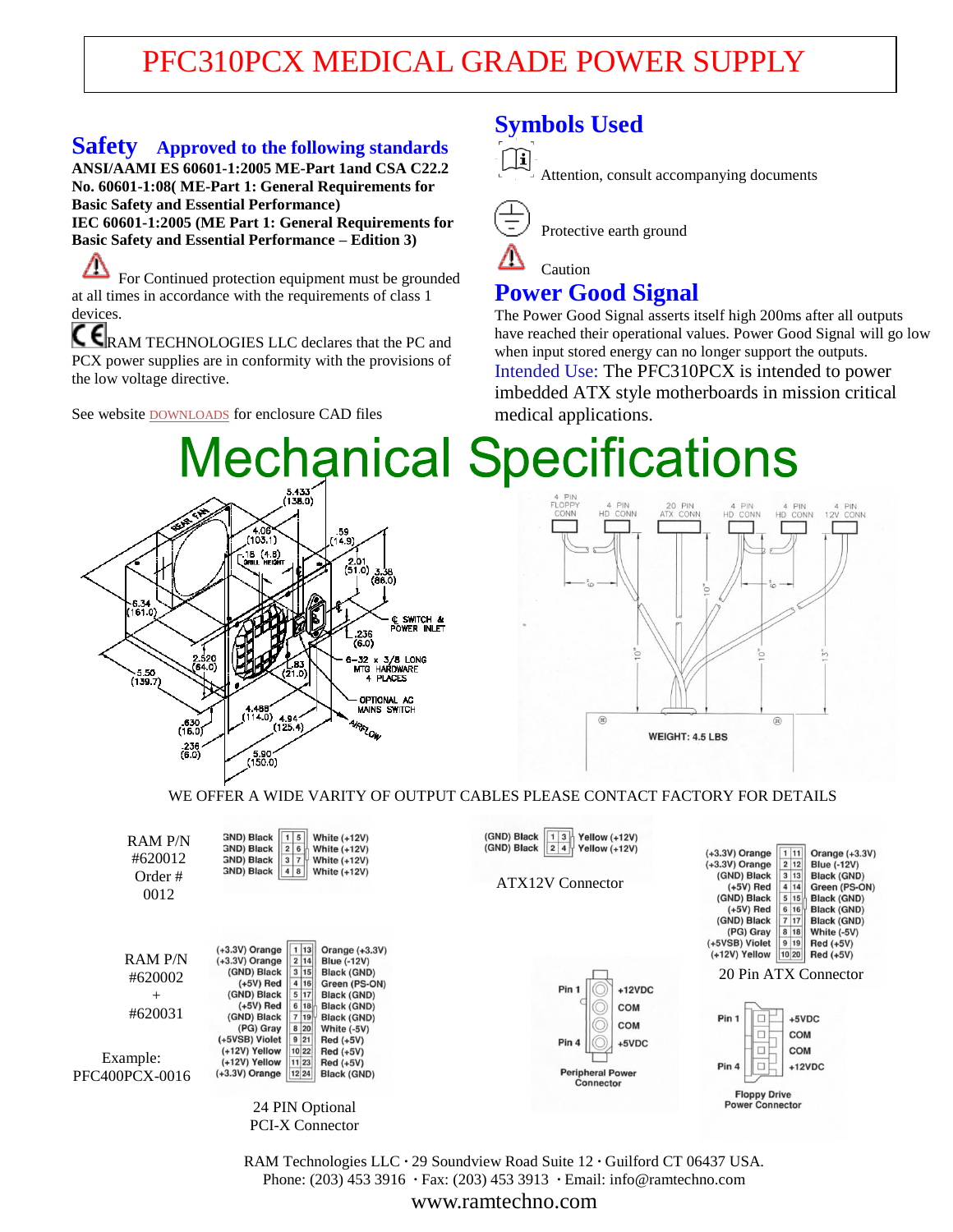# PFC310PCX MEDICAL GRADE POWER SUPPLY

## Safety Approved to the following standards

**ANSI/AAMI ES 60601-1:2005 ME-Part 1and CSA C22.2 No. 60601-1:08( ME-Part 1: General Requirements for Basic Safety and Essential Performance)**
**IEC 60601-1:2005 (ME Part 1: General Requirements for Basic Safety and Essential Performance – Edition 3)**

For Continued protection equipment must be grounded at all times in accordance with the requirements of class 1 devices.

CE RAM TECHNOLOGIES LLC declares that the PC and PCX power supplies are in conformity with the provisions of the low voltage directive.

See website DOWNLOADS for enclosure CAD files

## Symbols Used

Attention, consult accompanying documents

Protective earth ground

Caution

## Power Good Signal

The Power Good Signal asserts itself high 200ms after all outputs have reached their operational values. Power Good Signal will go low when input stored energy can no longer support the outputs.

Intended Use: The PFC310PCX is intended to power imbedded ATX style motherboards in mission critical medical applications.

# Mechanical Specifications

5.433 (138.0)
REAR FAN
4.06 (103.1)
.59 (14.9)
.18 (4.8) GRILL HEIGHT
2.01 (51.0)
3.38 (86.0)
6.34 (161.0)
℄ SWITCH & POWER INLET
.236 (6.0)
2.520 (64.0)
6-32 x 3/8 LONG MTG HARDWARE 4 PLACES
5.50 (139.7)
.83 (21.0)
OPTIONAL AC MAINS SWITCH
4.488 (114.0)
4.94 (125.4)
AIRFLOW
.630 (16.0)
.236 (6.0)
5.90 (150.0)

4 PIN FLOPPY CONN
4 PIN HD CONN
20 PIN ATX CONN
4 PIN HD CONN
4 PIN HD CONN
4 PIN 12V CONN
6"
10"
6"
10"
10"
13"
WEIGHT: 4.5 LBS

WE OFFER A WIDE VARITY OF OUTPUT CABLES PLEASE CONTACT FACTORY FOR DETAILS

RAM P/N #620012 Order # 0012

| | | | |
|---|---|---|---|
| (GND) Black | 1 | 5 | White (+12V) |
| (GND) Black | 2 | 6 | White (+12V) |
| (GND) Black | 3 | 7 | White (+12V) |
| (GND) Black | 4 | 8 | White (+12V) |

ATX12V Connector

| | | | |
|---|---|---|---|
| (GND) Black | 1 | 3 | Yellow (+12V) |
| (GND) Black | 2 | 4 | Yellow (+12V) |

20 Pin ATX Connector

| | | | |
|---|---|---|---|
| (+3.3V) Orange | 1 | 11 | Orange (+3.3V) |
| (+3.3V) Orange | 2 | 12 | Blue (-12V) |
| (GND) Black | 3 | 13 | Black (GND) |
| (+5V) Red | 4 | 14 | Green (PS-ON) |
| (GND) Black | 5 | 15 | Black (GND) |
| (+5V) Red | 6 | 16 | Black (GND) |
| (GND) Black | 7 | 17 | Black (GND) |
| (PG) Gray | 8 | 18 | White (-5V) |
| (+5VSB) Violet | 9 | 19 | Red (+5V) |
| (+12V) Yellow | 10 | 20 | Red (+5V) |

RAM P/N #620002 + #620031

Example: PFC400PCX-0016

24 PIN Optional PCI-X Connector

| | | | |
|---|---|---|---|
| (+3.3V) Orange | 1 | 13 | Orange (+3.3V) |
| (+3.3V) Orange | 2 | 14 | Blue (-12V) |
| (GND) Black | 3 | 15 | Black (GND) |
| (+5V) Red | 4 | 16 | Green (PS-ON) |
| (GND) Black | 5 | 17 | Black (GND) |
| (+5V) Red | 6 | 18 | Black (GND) |
| (GND) Black | 7 | 19 | Black (GND) |
| (PG) Gray | 8 | 20 | White (-5V) |
| (+5VSB) Violet | 9 | 21 | Red (+5V) |
| (+12V) Yellow | 10 | 22 | Red (+5V) |
| (+12V) Yellow | 11 | 23 | Red (+5V) |
| (+3.3V) Orange | 12 | 24 | Black (GND) |

Peripheral Power Connector

Pin 1 +12VDC
COM
COM
Pin 4 +5VDC

Floppy Drive Power Connector

Pin 1 +5VDC
COM
COM
Pin 4 +12VDC

RAM Technologies LLC · 29 Soundview Road Suite 12 · Guilford CT 06437 USA.
Phone: (203) 453 3916 · Fax: (203) 453 3913 · Email: info@ramtechno.com
www.ramtechno.com